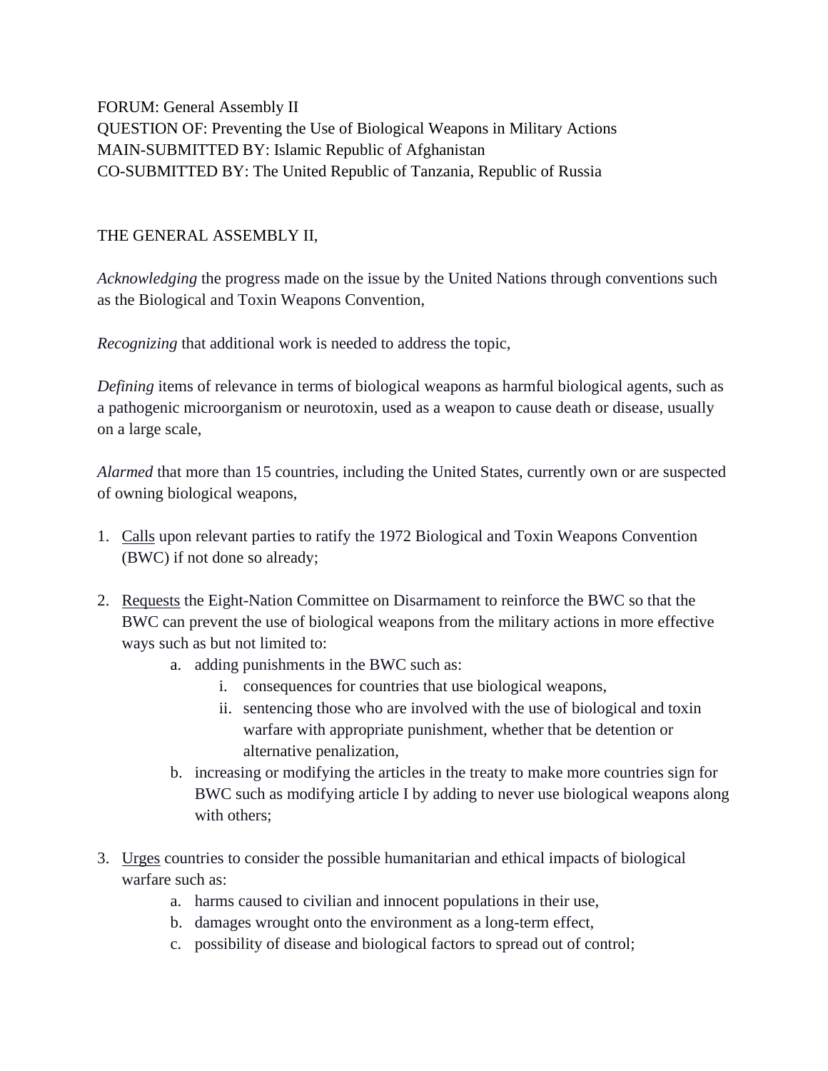FORUM: General Assembly II
QUESTION OF: Preventing the Use of Biological Weapons in Military Actions
MAIN-SUBMITTED BY: Islamic Republic of Afghanistan
CO-SUBMITTED BY: The United Republic of Tanzania, Republic of Russia

THE GENERAL ASSEMBLY II,

*Acknowledging* the progress made on the issue by the United Nations through conventions such as the Biological and Toxin Weapons Convention,

*Recognizing* that additional work is needed to address the topic,

*Defining* items of relevance in terms of biological weapons as harmful biological agents, such as a pathogenic microorganism or neurotoxin, used as a weapon to cause death or disease, usually on a large scale,

*Alarmed* that more than 15 countries, including the United States, currently own or are suspected of owning biological weapons,

1. <u>Calls</u> upon relevant parties to ratify the 1972 Biological and Toxin Weapons Convention (BWC) if not done so already;

2. <u>Requests</u> the Eight-Nation Committee on Disarmament to reinforce the BWC so that the BWC can prevent the use of biological weapons from the military actions in more effective ways such as but not limited to:
    a. adding punishments in the BWC such as:
        i. consequences for countries that use biological weapons,
        ii. sentencing those who are involved with the use of biological and toxin warfare with appropriate punishment, whether that be detention or alternative penalization,
    b. increasing or modifying the articles in the treaty to make more countries sign for BWC such as modifying article I by adding to never use biological weapons along with others;

3. <u>Urges</u> countries to consider the possible humanitarian and ethical impacts of biological warfare such as:
    a. harms caused to civilian and innocent populations in their use,
    b. damages wrought onto the environment as a long-term effect,
    c. possibility of disease and biological factors to spread out of control;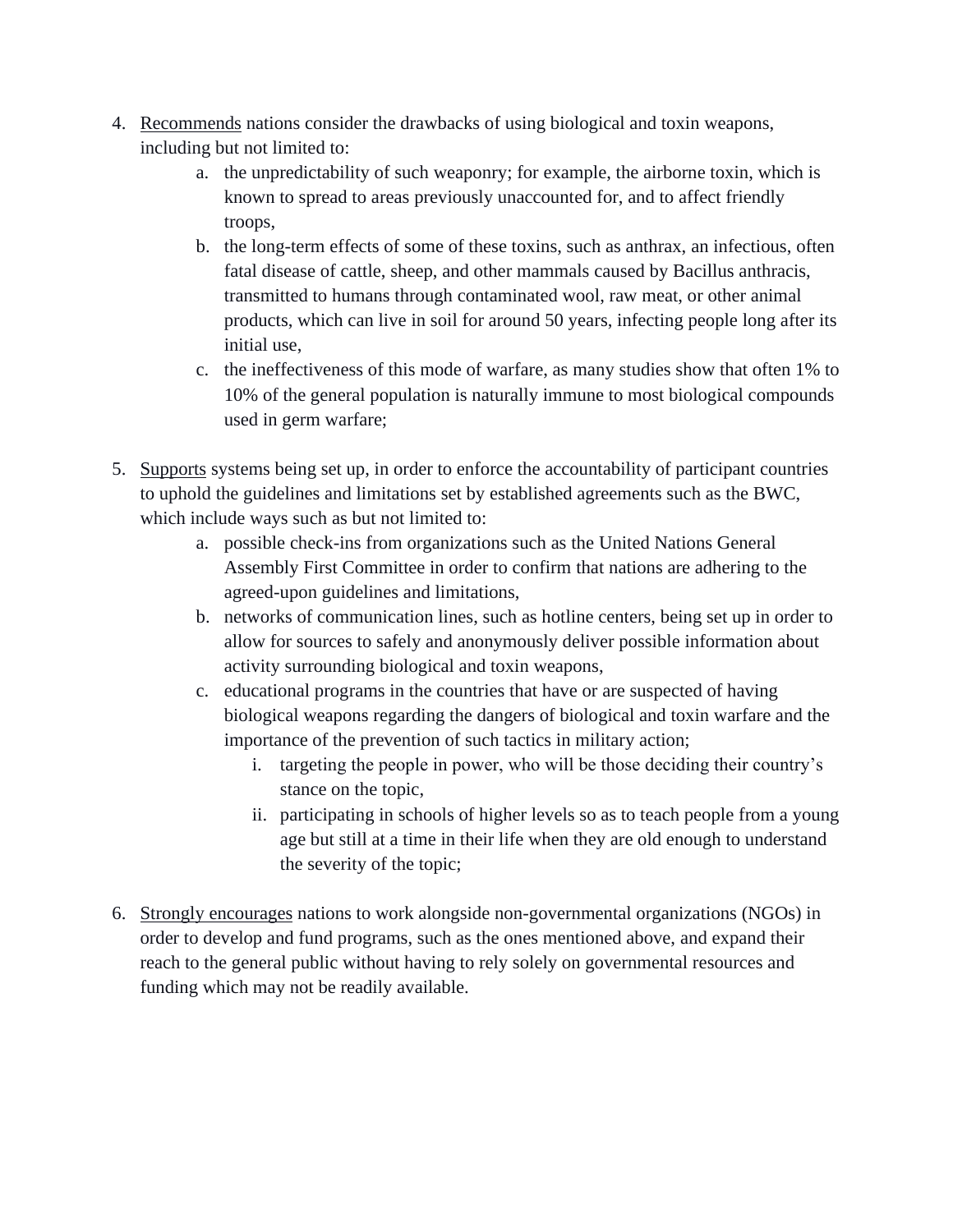4. <u>Recommends</u> nations consider the drawbacks of using biological and toxin weapons, including but not limited to:
    a. the unpredictability of such weaponry; for example, the airborne toxin, which is known to spread to areas previously unaccounted for, and to affect friendly troops,
    b. the long-term effects of some of these toxins, such as anthrax, an infectious, often fatal disease of cattle, sheep, and other mammals caused by Bacillus anthracis, transmitted to humans through contaminated wool, raw meat, or other animal products, which can live in soil for around 50 years, infecting people long after its initial use,
    c. the ineffectiveness of this mode of warfare, as many studies show that often 1% to 10% of the general population is naturally immune to most biological compounds used in germ warfare;

5. <u>Supports</u> systems being set up, in order to enforce the accountability of participant countries to uphold the guidelines and limitations set by established agreements such as the BWC, which include ways such as but not limited to:
    a. possible check-ins from organizations such as the United Nations General Assembly First Committee in order to confirm that nations are adhering to the agreed-upon guidelines and limitations,
    b. networks of communication lines, such as hotline centers, being set up in order to allow for sources to safely and anonymously deliver possible information about activity surrounding biological and toxin weapons,
    c. educational programs in the countries that have or are suspected of having biological weapons regarding the dangers of biological and toxin warfare and the importance of the prevention of such tactics in military action;
        i. targeting the people in power, who will be those deciding their country's stance on the topic,
        ii. participating in schools of higher levels so as to teach people from a young age but still at a time in their life when they are old enough to understand the severity of the topic;

6. <u>Strongly encourages</u> nations to work alongside non-governmental organizations (NGOs) in order to develop and fund programs, such as the ones mentioned above, and expand their reach to the general public without having to rely solely on governmental resources and funding which may not be readily available.